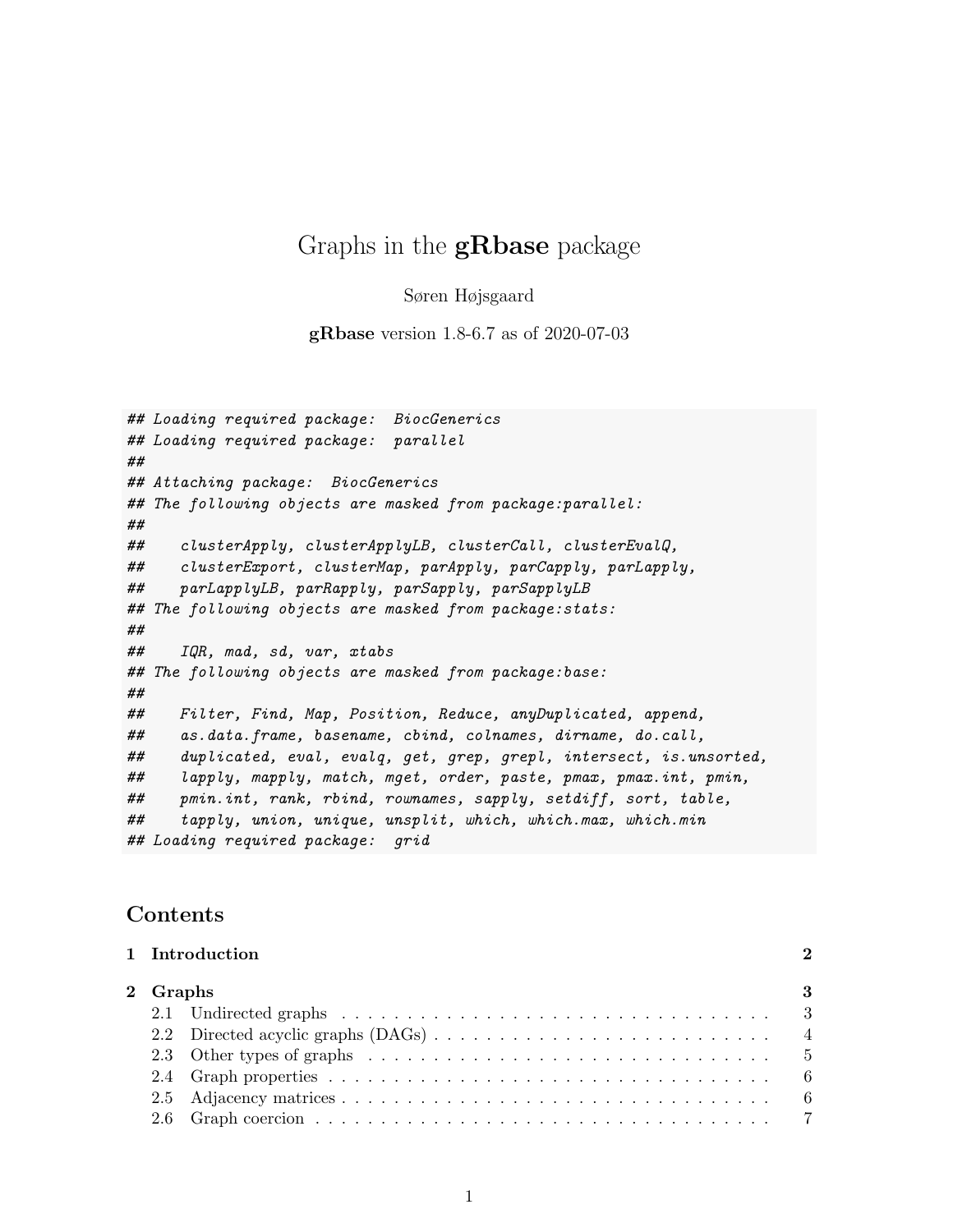# Graphs in the **gRbase** package

Søren Højsgaard

**gRbase** version 1.8-6.7 as of 2020-07-03

```
## Loading required package:  BiocGenerics
## Loading required package:  parallel
##
## Attaching package:  BiocGenerics
## The following objects are masked from package:parallel:
##
##    clusterApply, clusterApplyLB, clusterCall, clusterEvalQ,
##    clusterExport, clusterMap, parApply, parCapply, parLapply,
##    parLapplyLB, parRapply, parSapply, parSapplyLB
## The following objects are masked from package:stats:
##
##    IQR, mad, sd, var, xtabs
## The following objects are masked from package:base:
##
##    Filter, Find, Map, Position, Reduce, anyDuplicated, append,
##    as.data.frame, basename, cbind, colnames, dirname, do.call,
##    duplicated, eval, evalq, get, grep, grepl, intersect, is.unsorted,
##    lapply, mapply, match, mget, order, paste, pmax, pmax.int, pmin,
##    pmin.int, rank, rbind, rownames, sapply, setdiff, sort, table,
##    tapply, union, unique, unsplit, which, which.max, which.min
## Loading required package:  grid
```

## Contents

**1 Introduction** **2**

**2 Graphs** **3**

- 2.1 Undirected graphs . . . 3
- 2.2 Directed acyclic graphs (DAGs) . . . 4
- 2.3 Other types of graphs . . . 5
- 2.4 Graph properties . . . 6
- 2.5 Adjacency matrices . . . 6
- 2.6 Graph coercion . . . 7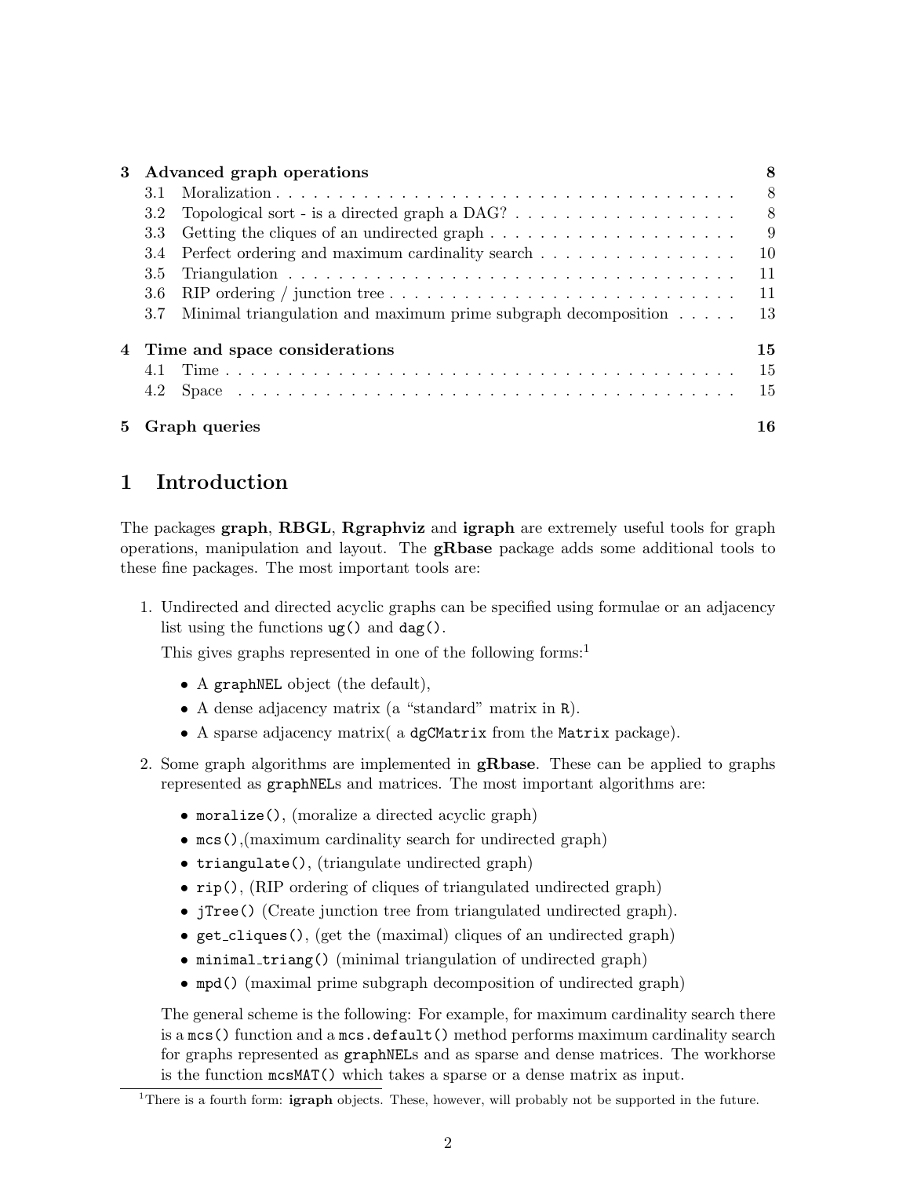| | | |
|---|---|---|
| **3** | **Advanced graph operations** | **8** |
| 3.1 | Moralization | 8 |
| 3.2 | Topological sort - is a directed graph a DAG? | 8 |
| 3.3 | Getting the cliques of an undirected graph | 9 |
| 3.4 | Perfect ordering and maximum cardinality search | 10 |
| 3.5 | Triangulation | 11 |
| 3.6 | RIP ordering / junction tree | 11 |
| 3.7 | Minimal triangulation and maximum prime subgraph decomposition | 13 |
| **4** | **Time and space considerations** | **15** |
| 4.1 | Time | 15 |
| 4.2 | Space | 15 |
| **5** | **Graph queries** | **16** |

# 1 Introduction

The packages **graph**, **RBGL**, **Rgraphviz** and **igraph** are extremely useful tools for graph operations, manipulation and layout. The **gRbase** package adds some additional tools to these fine packages. The most important tools are:

1. Undirected and directed acyclic graphs can be specified using formulae or an adjacency list using the functions `ug()` and `dag()`.

   This gives graphs represented in one of the following forms:[1]

   - A `graphNEL` object (the default),
   - A dense adjacency matrix (a "standard" matrix in `R`).
   - A sparse adjacency matrix( a `dgCMatrix` from the `Matrix` package).

2. Some graph algorithms are implemented in **gRbase**. These can be applied to graphs represented as `graphNEL`s and matrices. The most important algorithms are:

   - `moralize()`, (moralize a directed acyclic graph)
   - `mcs()`,(maximum cardinality search for undirected graph)
   - `triangulate()`, (triangulate undirected graph)
   - `rip()`, (RIP ordering of cliques of triangulated undirected graph)
   - `jTree()` (Create junction tree from triangulated undirected graph).
   - `get_cliques()`, (get the (maximal) cliques of an undirected graph)
   - `minimal_triang()` (minimal triangulation of undirected graph)
   - `mpd()` (maximal prime subgraph decomposition of undirected graph)

   The general scheme is the following: For example, for maximum cardinality search there is a `mcs()` function and a `mcs.default()` method performs maximum cardinality search for graphs represented as `graphNEL`s and as sparse and dense matrices. The workhorse is the function `mcsMAT()` which takes a sparse or a dense matrix as input.

[1] There is a fourth form: **igraph** objects. These, however, will probably not be supported in the future.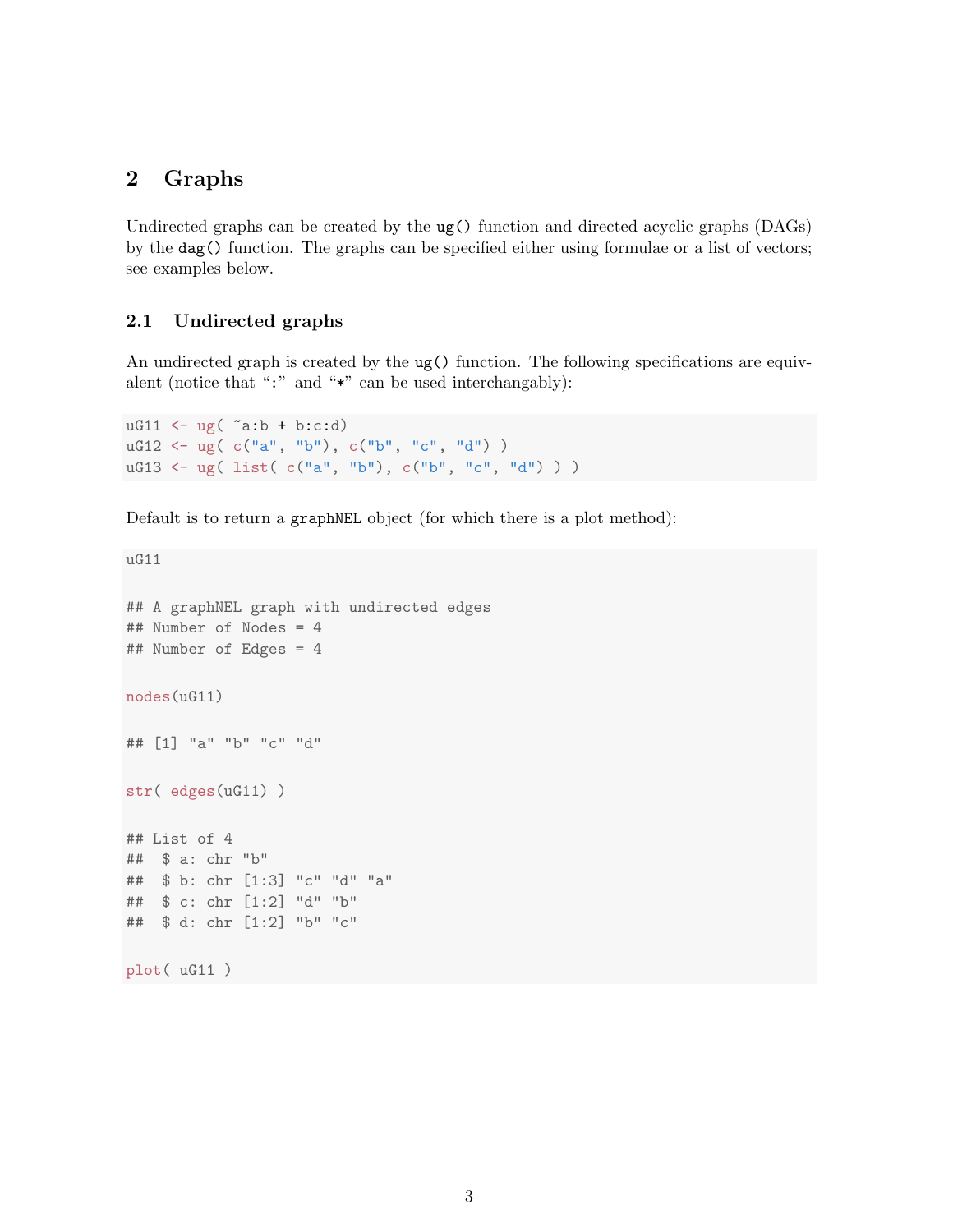# 2 Graphs

Undirected graphs can be created by the `ug()` function and directed acyclic graphs (DAGs) by the `dag()` function. The graphs can be specified either using formulae or a list of vectors; see examples below.

## 2.1 Undirected graphs

An undirected graph is created by the `ug()` function. The following specifications are equivalent (notice that ":" and "*" can be used interchangably):

```
uG11 <- ug( ~a:b + b:c:d)
uG12 <- ug( c("a", "b"), c("b", "c", "d") )
uG13 <- ug( list( c("a", "b"), c("b", "c", "d") ) )
```

Default is to return a `graphNEL` object (for which there is a plot method):

```
uG11

## A graphNEL graph with undirected edges
## Number of Nodes = 4
## Number of Edges = 4

nodes(uG11)

## [1] "a" "b" "c" "d"

str( edges(uG11) )

## List of 4
##  $ a: chr "b"
##  $ b: chr [1:3] "c" "d" "a"
##  $ c: chr [1:2] "d" "b"
##  $ d: chr [1:2] "b" "c"

plot( uG11 )
```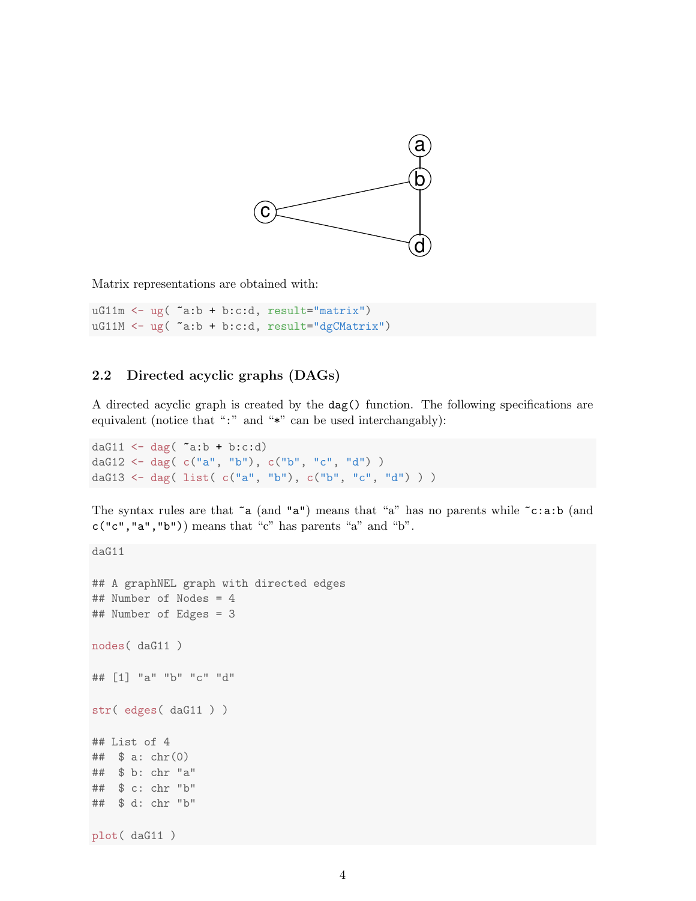Matrix representations are obtained with:

```
uG11m <- ug( ~a:b + b:c:d, result="matrix")
uG11M <- ug( ~a:b + b:c:d, result="dgCMatrix")
```

## 2.2 Directed acyclic graphs (DAGs)

A directed acyclic graph is created by the `dag()` function. The following specifications are equivalent (notice that ":" and "*" can be used interchangably):

```
daG11 <- dag( ~a:b + b:c:d)
daG12 <- dag( c("a", "b"), c("b", "c", "d") )
daG13 <- dag( list( c("a", "b"), c("b", "c", "d") ) )
```

The syntax rules are that `~a` (and `"a"`) means that "a" has no parents while `~c:a:b` (and `c("c","a","b")`) means that "c" has parents "a" and "b".

```
daG11

## A graphNEL graph with directed edges
## Number of Nodes = 4
## Number of Edges = 3

nodes( daG11 )

## [1] "a" "b" "c" "d"

str( edges( daG11 ) )

## List of 4
##  $ a: chr(0)
##  $ b: chr "a"
##  $ c: chr "b"
##  $ d: chr "b"

plot( daG11 )
```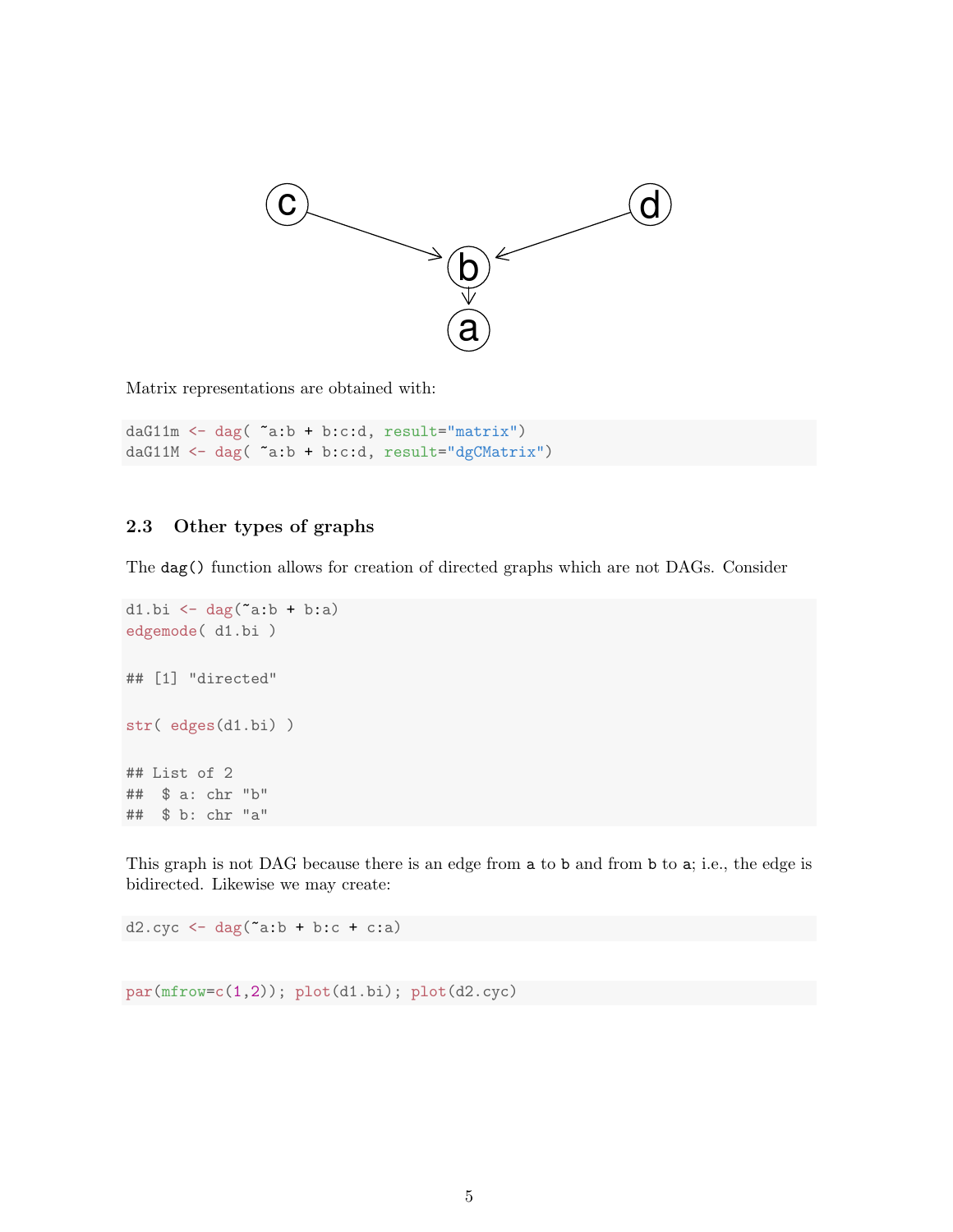Matrix representations are obtained with:

```
daG11m <- dag( ~a:b + b:c:d, result="matrix")
daG11M <- dag( ~a:b + b:c:d, result="dgCMatrix")
```

### 2.3 Other types of graphs

The `dag()` function allows for creation of directed graphs which are not DAGs. Consider

```
d1.bi <- dag(~a:b + b:a)
edgemode( d1.bi )

## [1] "directed"

str( edges(d1.bi) )

## List of 2
##  $ a: chr "b"
##  $ b: chr "a"
```

This graph is not DAG because there is an edge from `a` to `b` and from `b` to `a`; i.e., the edge is bidirected. Likewise we may create:

```
d2.cyc <- dag(~a:b + b:c + c:a)
```

```
par(mfrow=c(1,2)); plot(d1.bi); plot(d2.cyc)
```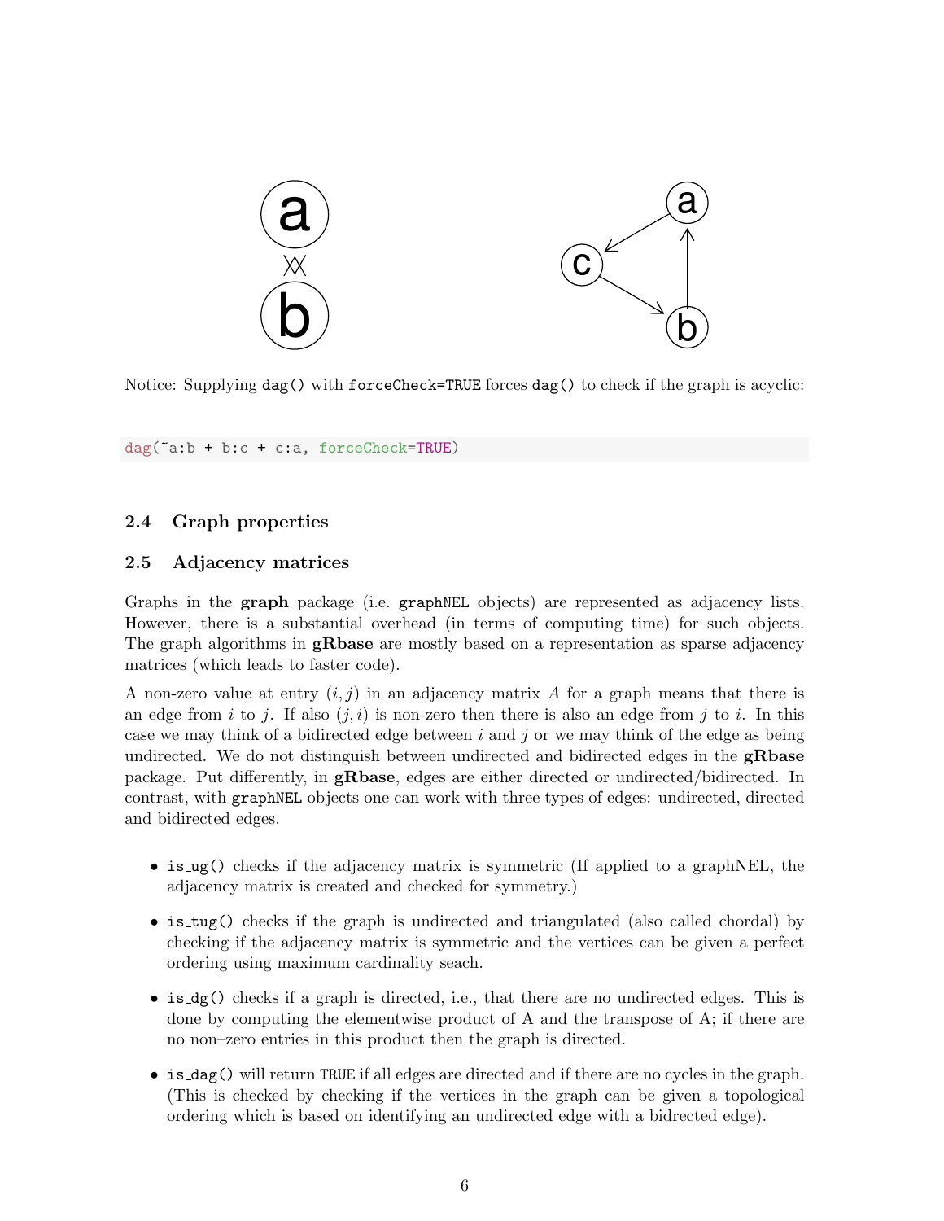Notice: Supplying `dag()` with `forceCheck=TRUE` forces `dag()` to check if the graph is acyclic:

```
dag(~a:b + b:c + c:a, forceCheck=TRUE)
```

### 2.4 Graph properties

### 2.5 Adjacency matrices

Graphs in the **graph** package (i.e. `graphNEL` objects) are represented as adjacency lists. However, there is a substantial overhead (in terms of computing time) for such objects. The graph algorithms in **gRbase** are mostly based on a representation as sparse adjacency matrices (which leads to faster code).

A non-zero value at entry $(i, j)$ in an adjacency matrix $A$ for a graph means that there is an edge from $i$ to $j$. If also $(j, i)$ is non-zero then there is also an edge from $j$ to $i$. In this case we may think of a bidirected edge between $i$ and $j$ or we may think of the edge as being undirected. We do not distinguish between undirected and bidirected edges in the **gRbase** package. Put differently, in **gRbase**, edges are either directed or undirected/bidirected. In contrast, with `graphNEL` objects one can work with three types of edges: undirected, directed and bidirected edges.

- `is_ug()` checks if the adjacency matrix is symmetric (If applied to a graphNEL, the adjacency matrix is created and checked for symmetry.)
- `is_tug()` checks if the graph is undirected and triangulated (also called chordal) by checking if the adjacency matrix is symmetric and the vertices can be given a perfect ordering using maximum cardinality seach.
- `is_dg()` checks if a graph is directed, i.e., that there are no undirected edges. This is done by computing the elementwise product of A and the transpose of A; if there are no non–zero entries in this product then the graph is directed.
- `is_dag()` will return `TRUE` if all edges are directed and if there are no cycles in the graph. (This is checked by checking if the vertices in the graph can be given a topological ordering which is based on identifying an undirected edge with a bidrected edge).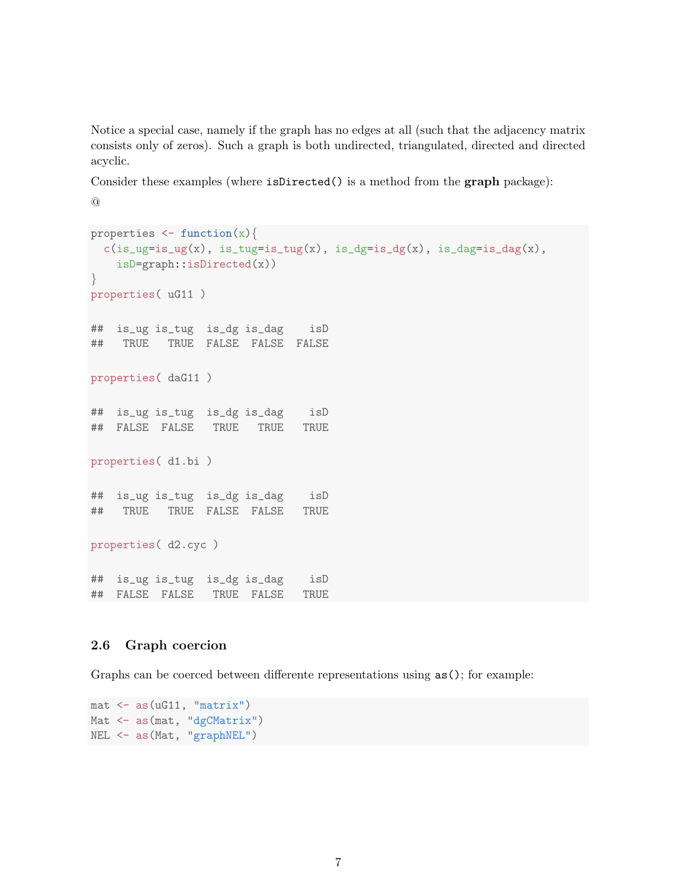Notice a special case, namely if the graph has no edges at all (such that the adjacency matrix consists only of zeros). Such a graph is both undirected, triangulated, directed and directed acyclic.

Consider these examples (where `isDirected()` is a method from the **graph** package):

@

```
properties <- function(x){
  c(is_ug=is_ug(x), is_tug=is_tug(x), is_dg=is_dg(x), is_dag=is_dag(x),
    isD=graph::isDirected(x))
}
properties( uG11 )

##  is_ug is_tug  is_dg is_dag    isD
##   TRUE   TRUE  FALSE  FALSE  FALSE

properties( daG11 )

##  is_ug is_tug  is_dg is_dag    isD
##  FALSE  FALSE   TRUE   TRUE   TRUE

properties( d1.bi )

##  is_ug is_tug  is_dg is_dag    isD
##   TRUE   TRUE  FALSE  FALSE   TRUE

properties( d2.cyc )

##  is_ug is_tug  is_dg is_dag    isD
##  FALSE  FALSE   TRUE  FALSE   TRUE
```

## 2.6 Graph coercion

Graphs can be coerced between differente representations using `as()`; for example:

```
mat <- as(uG11, "matrix")
Mat <- as(mat, "dgCMatrix")
NEL <- as(Mat, "graphNEL")
```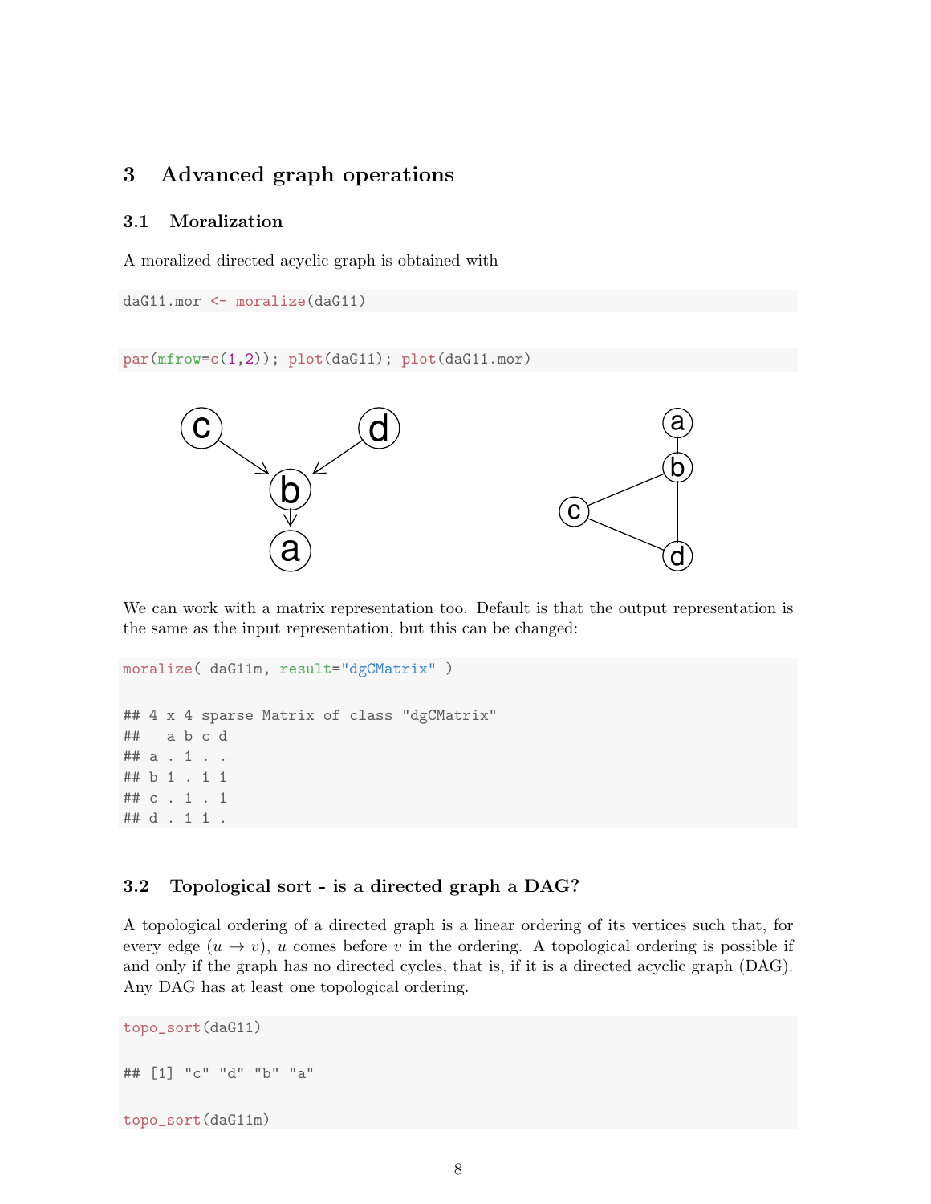## 3 Advanced graph operations

### 3.1 Moralization

A moralized directed acyclic graph is obtained with

```
daG11.mor <- moralize(daG11)
```

```
par(mfrow=c(1,2)); plot(daG11); plot(daG11.mor)
```

We can work with a matrix representation too. Default is that the output representation is the same as the input representation, but this can be changed:

```
moralize( daG11m, result="dgCMatrix" )

## 4 x 4 sparse Matrix of class "dgCMatrix"
##   a b c d
## a . 1 . .
## b 1 . 1 1
## c . 1 . 1
## d . 1 1 .
```

### 3.2 Topological sort - is a directed graph a DAG?

A topological ordering of a directed graph is a linear ordering of its vertices such that, for every edge $(u \rightarrow v)$, $u$ comes before $v$ in the ordering. A topological ordering is possible if and only if the graph has no directed cycles, that is, if it is a directed acyclic graph (DAG). Any DAG has at least one topological ordering.

```
topo_sort(daG11)

## [1] "c" "d" "b" "a"

topo_sort(daG11m)
```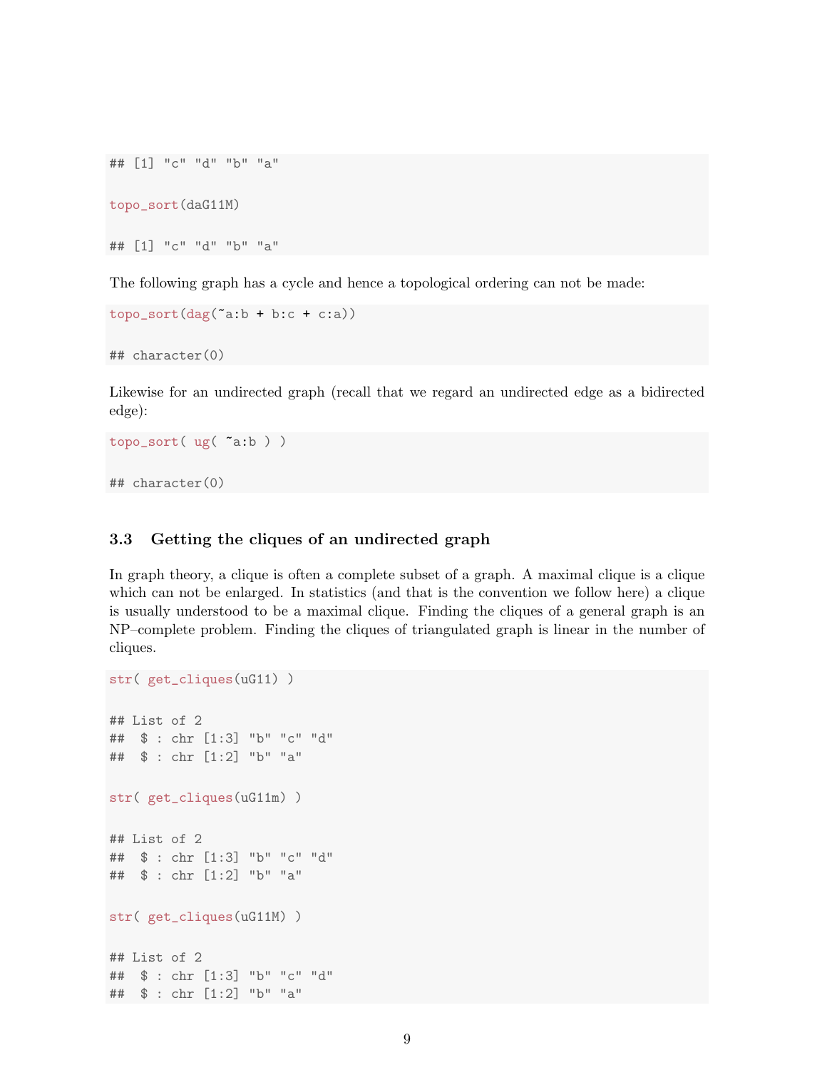```
## [1] "c" "d" "b" "a"

topo_sort(daG11M)

## [1] "c" "d" "b" "a"
```

The following graph has a cycle and hence a topological ordering can not be made:

```
topo_sort(dag(~a:b + b:c + c:a))

## character(0)
```

Likewise for an undirected graph (recall that we regard an undirected edge as a bidirected edge):

```
topo_sort( ug( ~a:b ) )

## character(0)
```

### 3.3 Getting the cliques of an undirected graph

In graph theory, a clique is often a complete subset of a graph. A maximal clique is a clique which can not be enlarged. In statistics (and that is the convention we follow here) a clique is usually understood to be a maximal clique. Finding the cliques of a general graph is an NP–complete problem. Finding the cliques of triangulated graph is linear in the number of cliques.

```
str( get_cliques(uG11) )

## List of 2
##  $ : chr [1:3] "b" "c" "d"
##  $ : chr [1:2] "b" "a"

str( get_cliques(uG11m) )

## List of 2
##  $ : chr [1:3] "b" "c" "d"
##  $ : chr [1:2] "b" "a"

str( get_cliques(uG11M) )

## List of 2
##  $ : chr [1:3] "b" "c" "d"
##  $ : chr [1:2] "b" "a"
```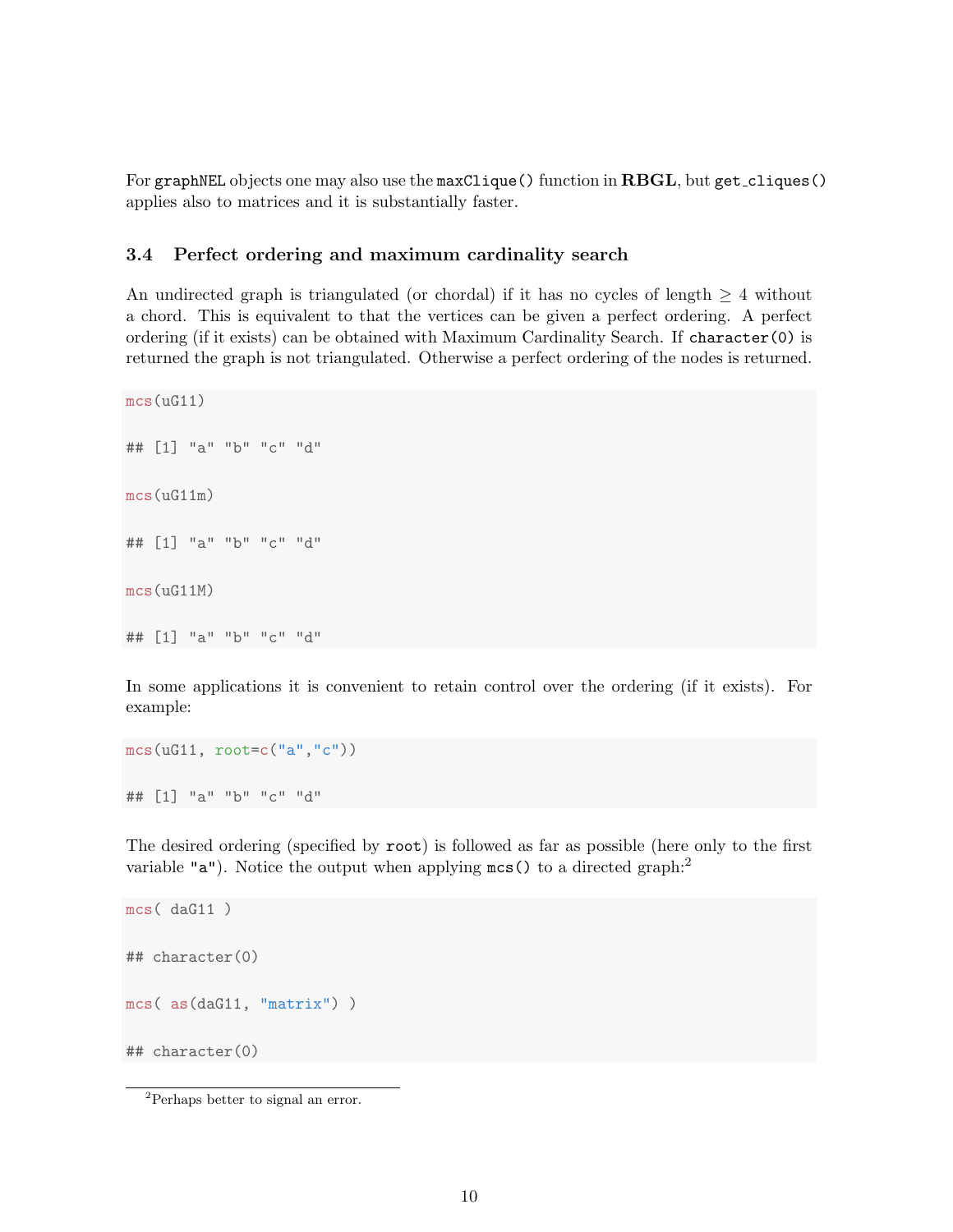For graphNEL objects one may also use the maxClique() function in **RBGL**, but get_cliques() applies also to matrices and it is substantially faster.

### 3.4 Perfect ordering and maximum cardinality search

An undirected graph is triangulated (or chordal) if it has no cycles of length $\geq 4$ without a chord. This is equivalent to that the vertices can be given a perfect ordering. A perfect ordering (if it exists) can be obtained with Maximum Cardinality Search. If character(0) is returned the graph is not triangulated. Otherwise a perfect ordering of the nodes is returned.

```
mcs(uG11)

## [1] "a" "b" "c" "d"

mcs(uG11m)

## [1] "a" "b" "c" "d"

mcs(uG11M)

## [1] "a" "b" "c" "d"
```

In some applications it is convenient to retain control over the ordering (if it exists). For example:

```
mcs(uG11, root=c("a","c"))

## [1] "a" "b" "c" "d"
```

The desired ordering (specified by root) is followed as far as possible (here only to the first variable "a"). Notice the output when applying mcs() to a directed graph:[2]

```
mcs( daG11 )

## character(0)

mcs( as(daG11, "matrix") )

## character(0)
```

[2]Perhaps better to signal an error.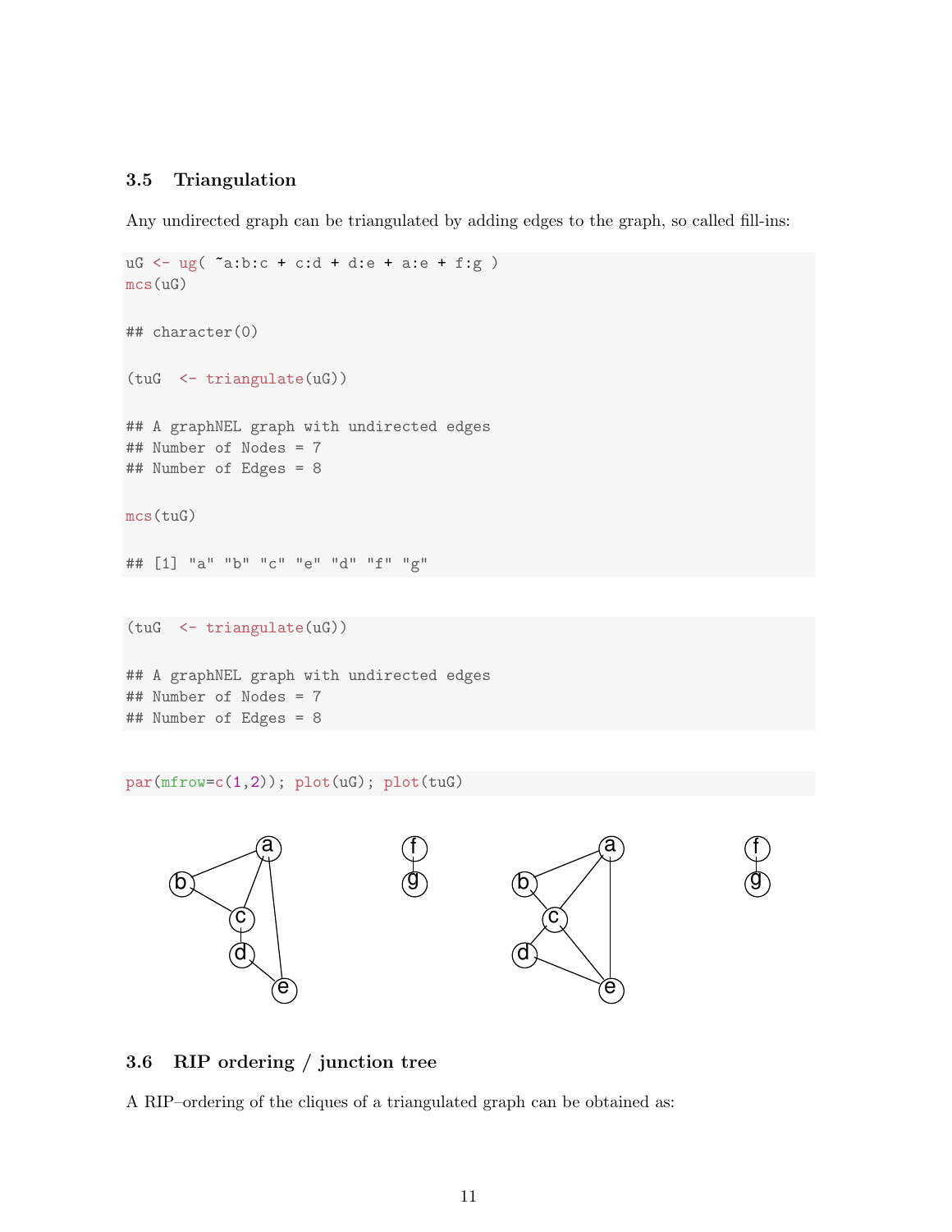### 3.5 Triangulation

Any undirected graph can be triangulated by adding edges to the graph, so called fill-ins:

```
uG <- ug( ~a:b:c + c:d + d:e + a:e + f:g )
mcs(uG)

## character(0)

(tuG  <- triangulate(uG))

## A graphNEL graph with undirected edges
## Number of Nodes = 7
## Number of Edges = 8

mcs(tuG)

## [1] "a" "b" "c" "e" "d" "f" "g"
```

```
(tuG  <- triangulate(uG))

## A graphNEL graph with undirected edges
## Number of Nodes = 7
## Number of Edges = 8
```

```
par(mfrow=c(1,2)); plot(uG); plot(tuG)
```

### 3.6 RIP ordering / junction tree

A RIP–ordering of the cliques of a triangulated graph can be obtained as: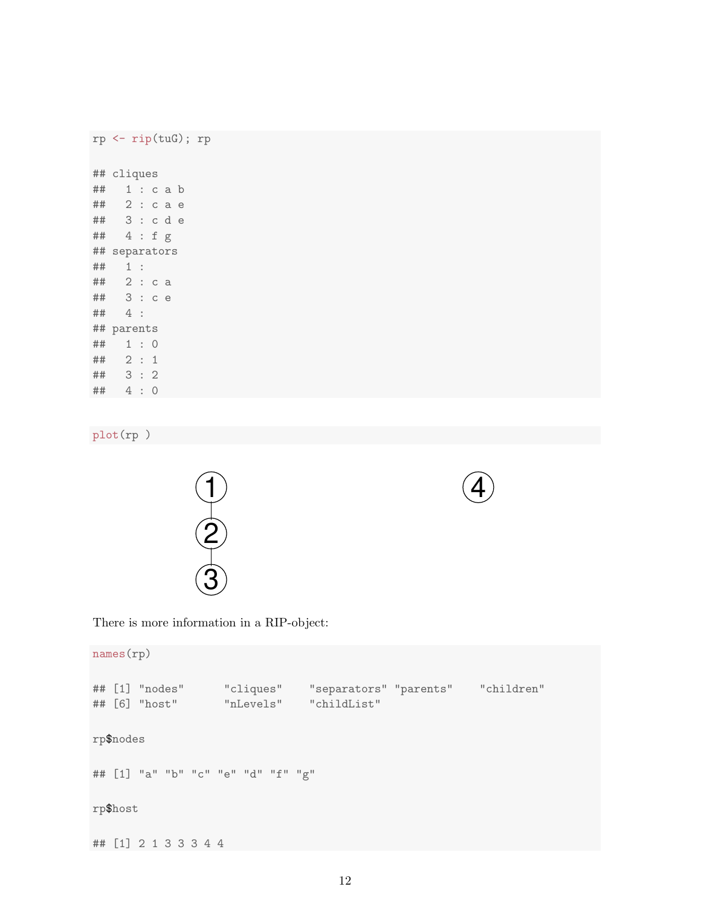```r
rp <- rip(tuG); rp

## cliques
##   1 : c a b
##   2 : c a e
##   3 : c d e
##   4 : f g
## separators
##   1 :
##   2 : c a
##   3 : c e
##   4 :
## parents
##   1 : 0
##   2 : 1
##   3 : 2
##   4 : 0
```

```r
plot(rp )
```

There is more information in a RIP-object:

```r
names(rp)

## [1] "nodes"      "cliques"    "separators" "parents"    "children"
## [6] "host"       "nLevels"    "childList"

rp$nodes

## [1] "a" "b" "c" "e" "d" "f" "g"

rp$host

## [1] 2 1 3 3 3 4 4
```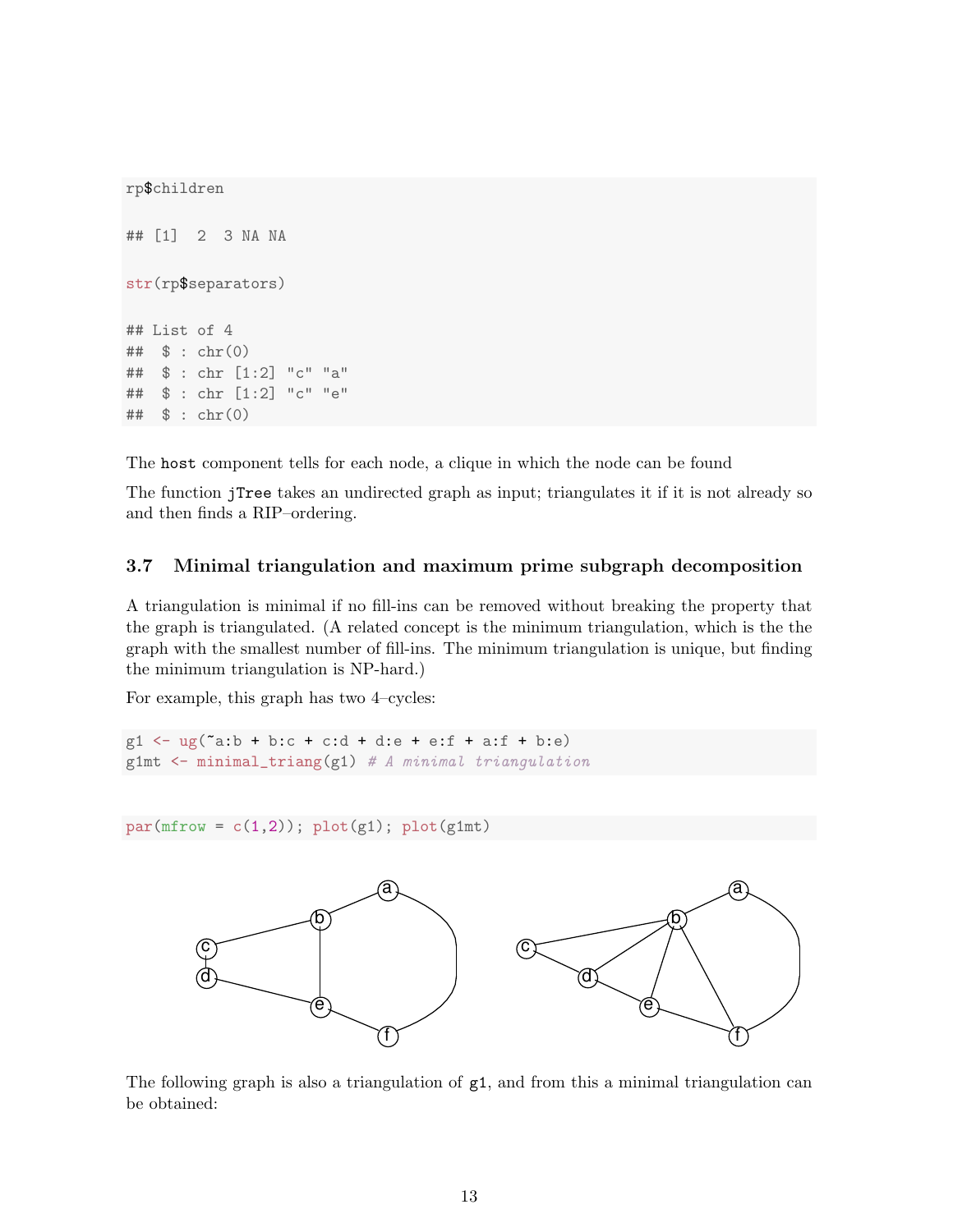```
rp$children

## [1]  2  3 NA NA

str(rp$separators)

## List of 4
##  $ : chr(0)
##  $ : chr [1:2] "c" "a"
##  $ : chr [1:2] "c" "e"
##  $ : chr(0)
```

The `host` component tells for each node, a clique in which the node can be found

The function `jTree` takes an undirected graph as input; triangulates it if it is not already so and then finds a RIP–ordering.

### 3.7 Minimal triangulation and maximum prime subgraph decomposition

A triangulation is minimal if no fill-ins can be removed without breaking the property that the graph is triangulated. (A related concept is the minimum triangulation, which is the the graph with the smallest number of fill-ins. The minimum triangulation is unique, but finding the minimum triangulation is NP-hard.)

For example, this graph has two 4–cycles:

```
g1 <- ug(~a:b + b:c + c:d + d:e + e:f + a:f + b:e)
g1mt <- minimal_triang(g1) # A minimal triangulation
```

```
par(mfrow = c(1,2)); plot(g1); plot(g1mt)
```

The following graph is also a triangulation of `g1`, and from this a minimal triangulation can be obtained: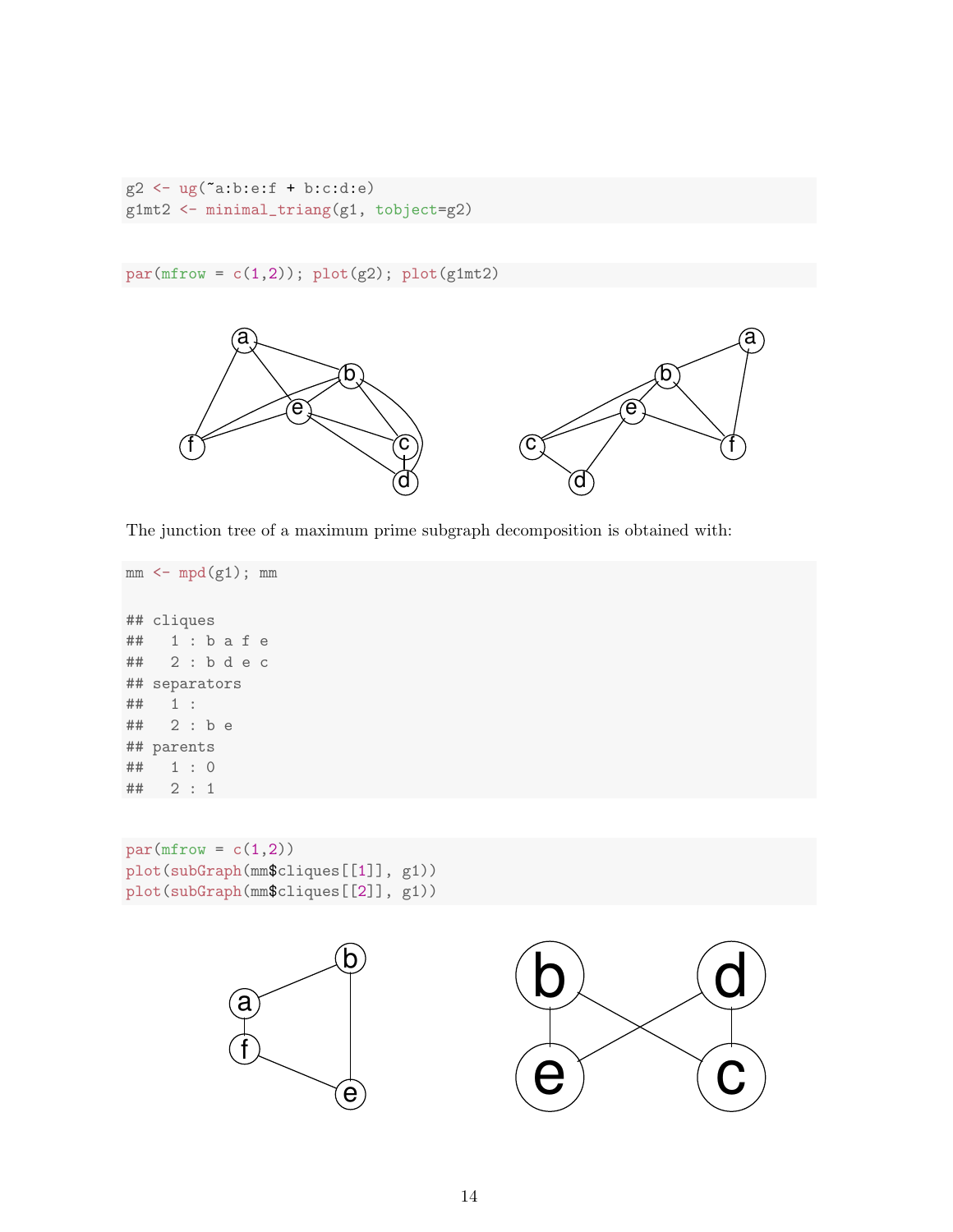```
g2 <- ug(~a:b:e:f + b:c:d:e)
g1mt2 <- minimal_triang(g1, tobject=g2)
```

```
par(mfrow = c(1,2)); plot(g2); plot(g1mt2)
```

The junction tree of a maximum prime subgraph decomposition is obtained with:

```
mm <- mpd(g1); mm

## cliques
##   1 : b a f e
##   2 : b d e c
## separators
##   1 :
##   2 : b e
## parents
##   1 : 0
##   2 : 1
```

```
par(mfrow = c(1,2))
plot(subGraph(mm$cliques[[1]], g1))
plot(subGraph(mm$cliques[[2]], g1))
```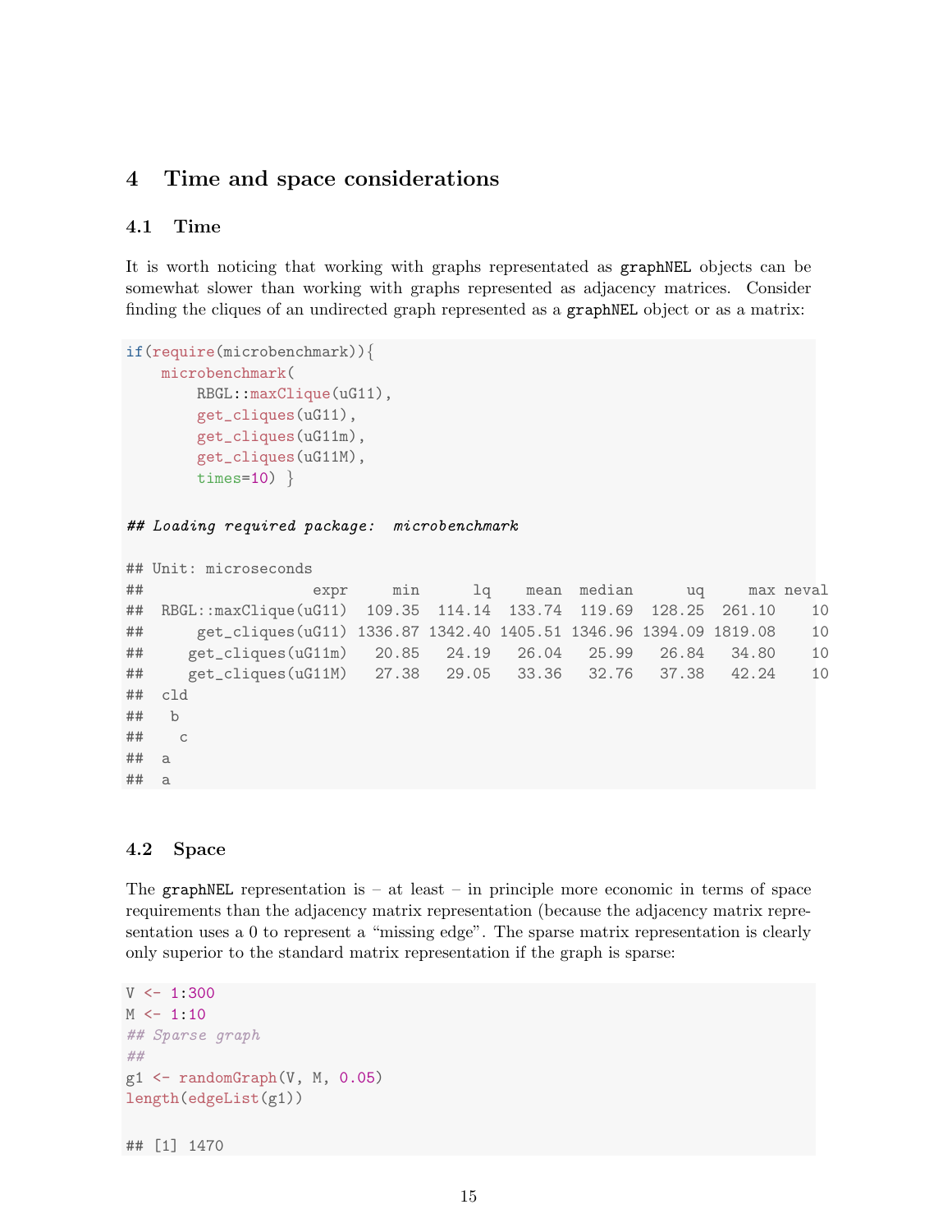# 4 Time and space considerations

## 4.1 Time

It is worth noticing that working with graphs representated as `graphNEL` objects can be somewhat slower than working with graphs represented as adjacency matrices. Consider finding the cliques of an undirected graph represented as a `graphNEL` object or as a matrix:

```
if(require(microbenchmark)){
    microbenchmark(
        RBGL::maxClique(uG11),
        get_cliques(uG11),
        get_cliques(uG11m),
        get_cliques(uG11M),
        times=10) }

## Loading required package:  microbenchmark

## Unit: microseconds
##                   expr     min      lq    mean  median      uq     max neval
##  RBGL::maxClique(uG11)  109.35  114.14  133.74  119.69  128.25  261.10    10
##      get_cliques(uG11) 1336.87 1342.40 1405.51 1346.96 1394.09 1819.08    10
##     get_cliques(uG11m)   20.85   24.19   26.04   25.99   26.84   34.80    10
##     get_cliques(uG11M)   27.38   29.05   33.36   32.76   37.38   42.24    10
##  cld
##   b
##    c
##  a
##  a
```

## 4.2 Space

The `graphNEL` representation is – at least – in principle more economic in terms of space requirements than the adjacency matrix representation (because the adjacency matrix representation uses a 0 to represent a "missing edge". The sparse matrix representation is clearly only superior to the standard matrix representation if the graph is sparse:

```
V <- 1:300
M <- 1:10
## Sparse graph
##
g1 <- randomGraph(V, M, 0.05)
length(edgeList(g1))

## [1] 1470
```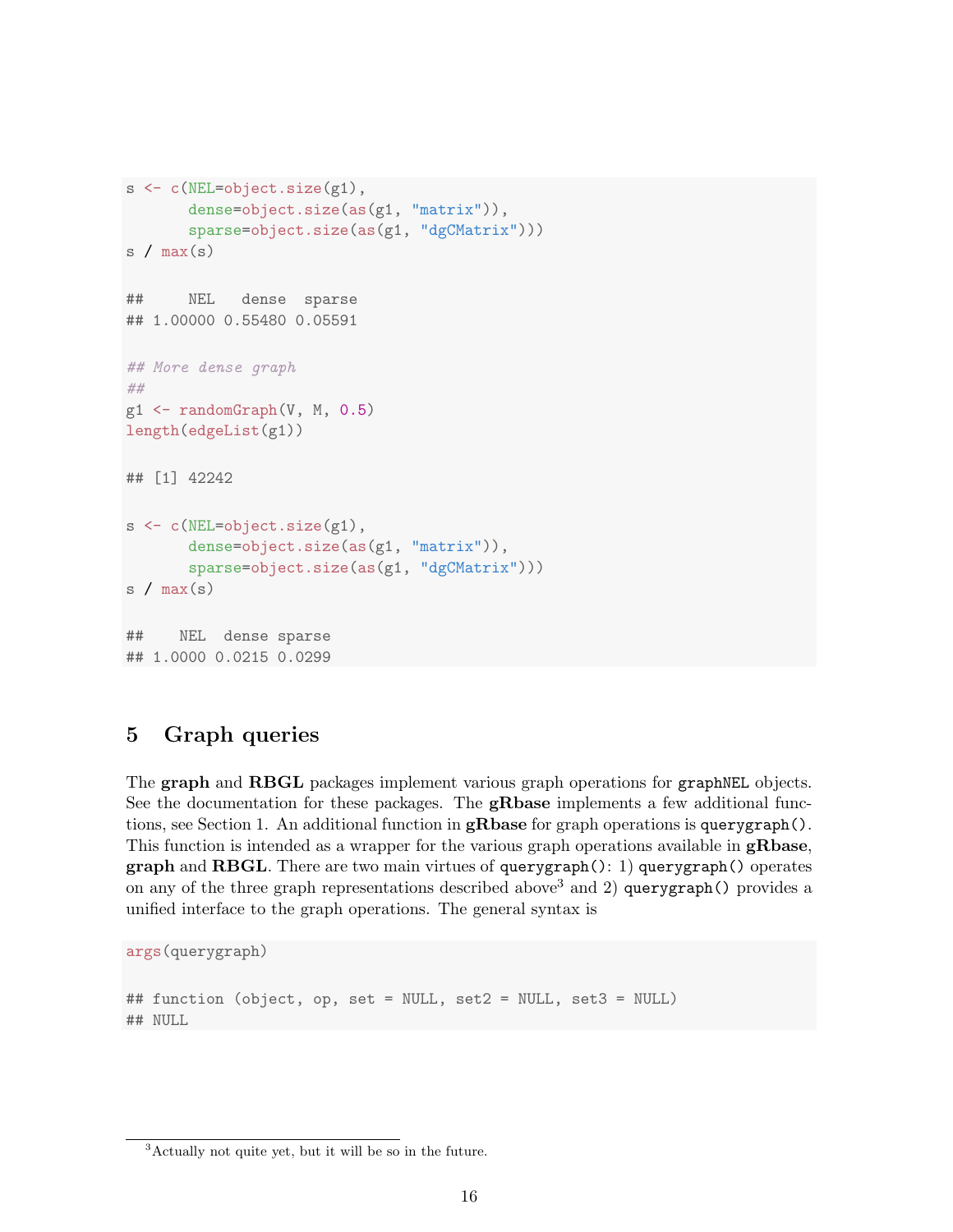```
s <- c(NEL=object.size(g1),
       dense=object.size(as(g1, "matrix")),
       sparse=object.size(as(g1, "dgCMatrix")))
s / max(s)

##     NEL   dense  sparse
## 1.00000 0.55480 0.05591

## More dense graph
##
g1 <- randomGraph(V, M, 0.5)
length(edgeList(g1))

## [1] 42242

s <- c(NEL=object.size(g1),
       dense=object.size(as(g1, "matrix")),
       sparse=object.size(as(g1, "dgCMatrix")))
s / max(s)

##    NEL  dense sparse
## 1.0000 0.0215 0.0299
```

## 5 Graph queries

The **graph** and **RBGL** packages implement various graph operations for `graphNEL` objects. See the documentation for these packages. The **gRbase** implements a few additional functions, see Section 1. An additional function in **gRbase** for graph operations is `querygraph()`. This function is intended as a wrapper for the various graph operations available in **gRbase**, **graph** and **RBGL**. There are two main virtues of `querygraph()`: 1) `querygraph()` operates on any of the three graph representations described above[3] and 2) `querygraph()` provides a unified interface to the graph operations. The general syntax is

```
args(querygraph)

## function (object, op, set = NULL, set2 = NULL, set3 = NULL)
## NULL
```

[3]Actually not quite yet, but it will be so in the future.